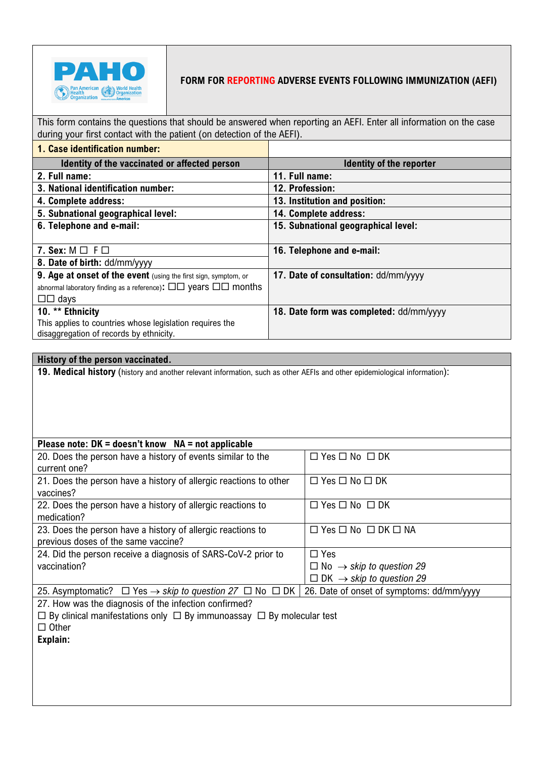PAHO Pan American Health Organization World Health Organization

# FORM FOR REPORTING ADVERSE EVENTS FOLLOWING IMMUNIZATION (AEFI)

This form contains the questions that should be answered when reporting an AEFI. Enter all information on the case during your first contact with the patient (on detection of the AEFI).

| **1. Case identification number:** | |
|---|---|
| **Identity of the vaccinated or affected person** | **Identity of the reporter** |
| **2. Full name:** | **11. Full name:** |
| **3. National identification number:** | **12. Profession:** |
| **4. Complete address:** | **13. Institution and position:** |
| **5. Subnational geographical level:** | **14. Complete address:** |
| **6. Telephone and e-mail:** | **15. Subnational geographical level:** |
| **7. Sex:** M ☐ F ☐ | **16. Telephone and e-mail:** |
| **8. Date of birth:** dd/mm/yyyy | |
| **9. Age at onset of the event** (using the first sign, symptom, or abnormal laboratory finding as a reference)**:** ☐☐ years ☐☐ months ☐☐ days | **17. Date of consultation:** dd/mm/yyyy |
| **10. \*\* Ethnicity** This applies to countries whose legislation requires the disaggregation of records by ethnicity. | **18. Date form was completed:** dd/mm/yyyy |

## History of the person vaccinated.

**19. Medical history** (history and another relevant information, such as other AEFIs and other epidemiological information):

**Please note: DK = doesn't know NA = not applicable**

| | |
|---|---|
| 20. Does the person have a history of events similar to the current one? | ☐ Yes ☐ No ☐ DK |
| 21. Does the person have a history of allergic reactions to other vaccines? | ☐ Yes ☐ No ☐ DK |
| 22. Does the person have a history of allergic reactions to medication? | ☐ Yes ☐ No ☐ DK |
| 23. Does the person have a history of allergic reactions to previous doses of the same vaccine? | ☐ Yes ☐ No ☐ DK ☐ NA |
| 24. Did the person receive a diagnosis of SARS-CoV-2 prior to vaccination? | ☐ Yes<br>☐ No → *skip to question 29*<br>☐ DK → *skip to question 29* |
| 25. Asymptomatic? ☐ Yes → *skip to question 27* ☐ No ☐ DK | 26. Date of onset of symptoms: dd/mm/yyyy |

27. How was the diagnosis of the infection confirmed?

☐ By clinical manifestations only ☐ By immunoassay ☐ By molecular test

☐ Other

**Explain:**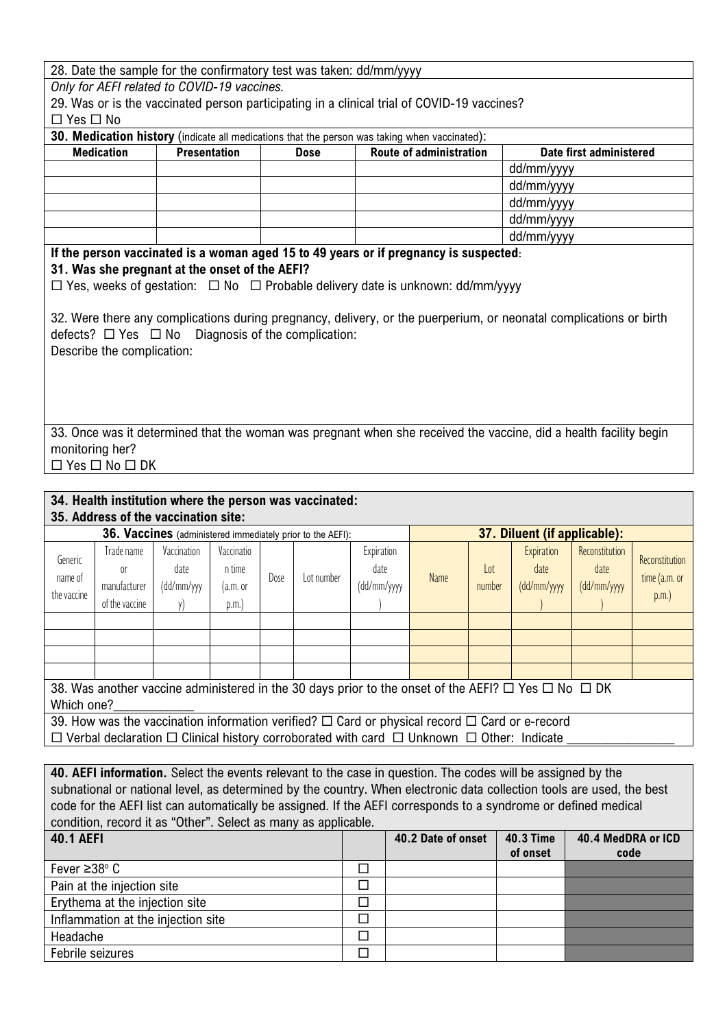28. Date the sample for the confirmatory test was taken: dd/mm/yyyy

*Only for AEFI related to COVID-19 vaccines.*

29. Was or is the vaccinated person participating in a clinical trial of COVID-19 vaccines?

☐ Yes ☐ No

**30. Medication history** (indicate all medications that the person was taking when vaccinated):

| Medication | Presentation | Dose | Route of administration | Date first administered |
|---|---|---|---|---|
| | | | | dd/mm/yyyy |
| | | | | dd/mm/yyyy |
| | | | | dd/mm/yyyy |
| | | | | dd/mm/yyyy |
| | | | | dd/mm/yyyy |

**If the person vaccinated is a woman aged 15 to 49 years or if pregnancy is suspected**:

**31. Was she pregnant at the onset of the AEFI?**

☐ Yes, weeks of gestation: ☐ No ☐ Probable delivery date is unknown: dd/mm/yyyy

32. Were there any complications during pregnancy, delivery, or the puerperium, or neonatal complications or birth defects? ☐ Yes ☐ No Diagnosis of the complication:

Describe the complication:

33. Once was it determined that the woman was pregnant when she received the vaccine, did a health facility begin monitoring her?

☐ Yes ☐ No ☐ DK

**34. Health institution where the person was vaccinated:**

**35. Address of the vaccination site:**

| **36. Vaccines** (administered immediately prior to the AEFI): | | | | | | | **37. Diluent (if applicable):** | | | | |
|---|---|---|---|---|---|---|---|---|---|---|---|
| Generic name of the vaccine | Trade name or manufacturer of the vaccine | Vaccination date (dd/mm/yyyy) | Vaccination time (a.m. or p.m.) | Dose | Lot number | Expiration date (dd/mm/yyyy) | Name | Lot number | Expiration date (dd/mm/yyyy) | Reconstitution date (dd/mm/yyyy) | Reconstitution time (a.m. or p.m.) |
| | | | | | | | | | | | |
| | | | | | | | | | | | |
| | | | | | | | | | | | |
| | | | | | | | | | | | |

38. Was another vaccine administered in the 30 days prior to the onset of the AEFI? ☐ Yes ☐ No ☐ DK

Which one?____________

39. How was the vaccination information verified? ☐ Card or physical record ☐ Card or e-record

☐ Verbal declaration ☐ Clinical history corroborated with card ☐ Unknown ☐ Other: Indicate ________________

**40. AEFI information.** Select the events relevant to the case in question. The codes will be assigned by the subnational or national level, as determined by the country. When electronic data collection tools are used, the best code for the AEFI list can automatically be assigned. If the AEFI corresponds to a syndrome or defined medical condition, record it as "Other". Select as many as applicable.

| **40.1 AEFI** | | **40.2 Date of onset** | **40.3 Time of onset** | **40.4 MedDRA or ICD code** |
|---|---|---|---|---|
| Fever ≥38° C | ☐ | | | |
| Pain at the injection site | ☐ | | | |
| Erythema at the injection site | ☐ | | | |
| Inflammation at the injection site | ☐ | | | |
| Headache | ☐ | | | |
| Febrile seizures | ☐ | | | |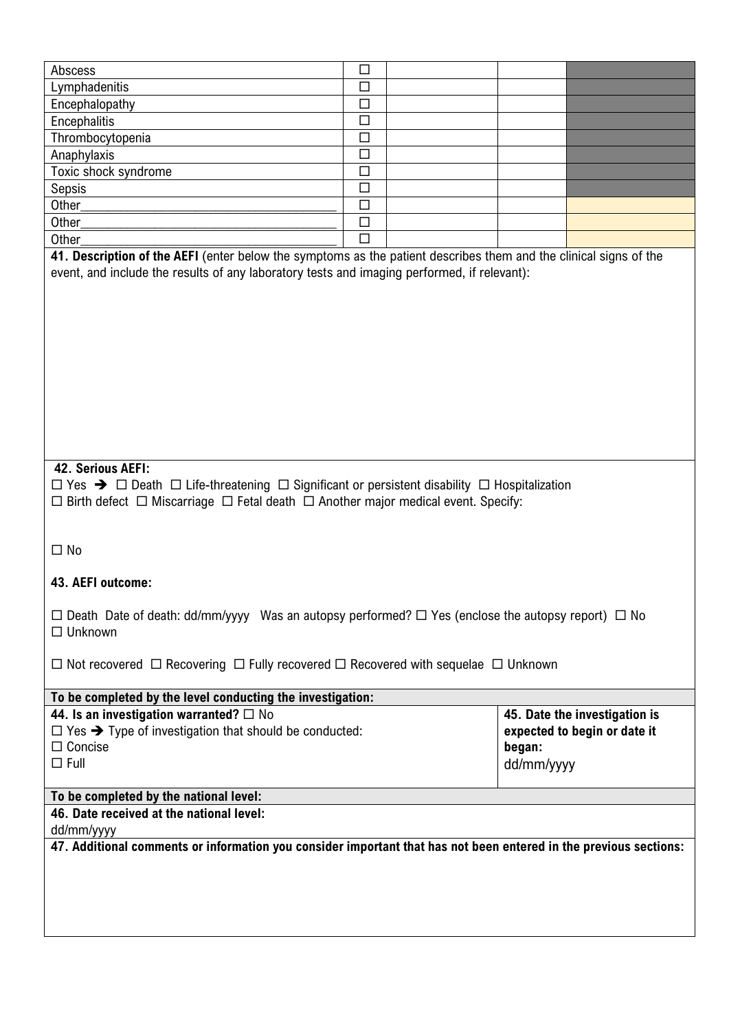| | | | | |
|---|---|---|---|---|
| Abscess | ☐ | | | |
| Lymphadenitis | ☐ | | | |
| Encephalopathy | ☐ | | | |
| Encephalitis | ☐ | | | |
| Thrombocytopenia | ☐ | | | |
| Anaphylaxis | ☐ | | | |
| Toxic shock syndrome | ☐ | | | |
| Sepsis | ☐ | | | |
| Other_______________________________________ | ☐ | | | |
| Other_______________________________________ | ☐ | | | |
| Other_______________________________________ | ☐ | | | |

**41. Description of the AEFI** (enter below the symptoms as the patient describes them and the clinical signs of the event, and include the results of any laboratory tests and imaging performed, if relevant):

**42. Serious AEFI:**

☐ Yes ➔ ☐ Death ☐ Life-threatening ☐ Significant or persistent disability ☐ Hospitalization
☐ Birth defect ☐ Miscarriage ☐ Fetal death ☐ Another major medical event. Specify:

☐ No

**43. AEFI outcome:**

☐ Death Date of death: dd/mm/yyyy Was an autopsy performed? ☐ Yes (enclose the autopsy report) ☐ No
☐ Unknown

☐ Not recovered ☐ Recovering ☐ Fully recovered ☐ Recovered with sequelae ☐ Unknown

**To be completed by the level conducting the investigation:**

| | |
|---|---|
| **44. Is an investigation warranted?** ☐ No<br>☐ Yes ➔ Type of investigation that should be conducted:<br>☐ Concise<br>☐ Full | **45. Date the investigation is expected to begin or date it began:**<br>dd/mm/yyyy |

**To be completed by the national level:**

**46. Date received at the national level:**
dd/mm/yyyy

**47. Additional comments or information you consider important that has not been entered in the previous sections:**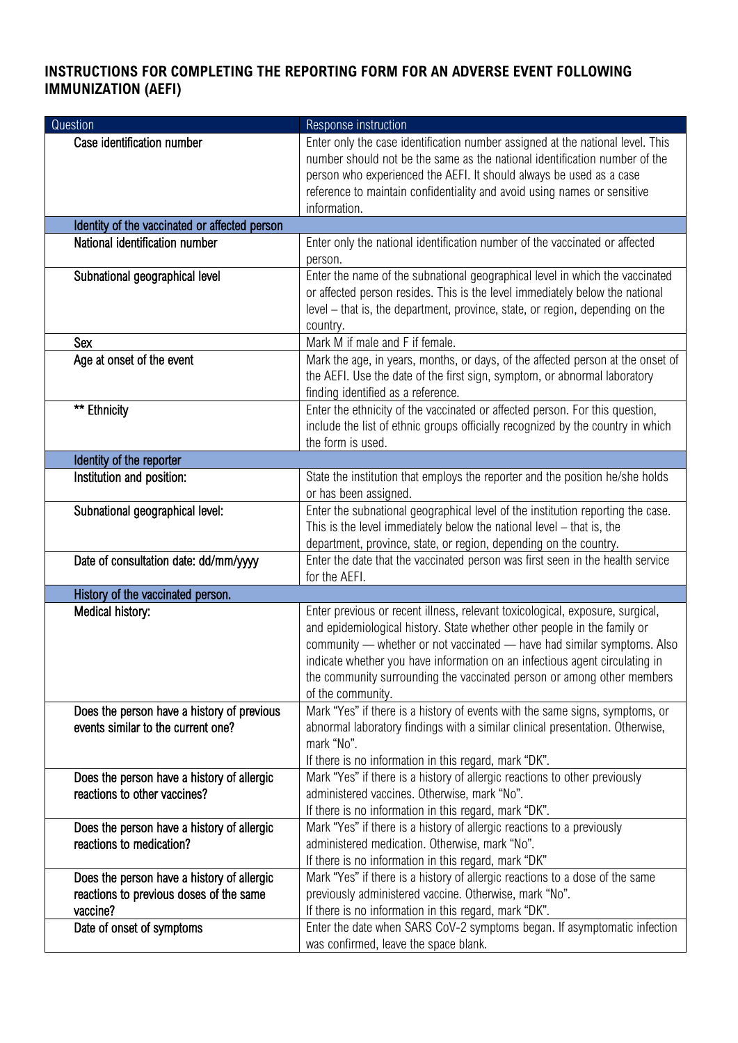# INSTRUCTIONS FOR COMPLETING THE REPORTING FORM FOR AN ADVERSE EVENT FOLLOWING IMMUNIZATION (AEFI)

| Question | Response instruction |
|---|---|
| Case identification number | Enter only the case identification number assigned at the national level. This number should not be the same as the national identification number of the person who experienced the AEFI. It should always be used as a case reference to maintain confidentiality and avoid using names or sensitive information. |
| **Identity of the vaccinated or affected person** | |
| National identification number | Enter only the national identification number of the vaccinated or affected person. |
| Subnational geographical level | Enter the name of the subnational geographical level in which the vaccinated or affected person resides. This is the level immediately below the national level – that is, the department, province, state, or region, depending on the country. |
| Sex | Mark M if male and F if female. |
| Age at onset of the event | Mark the age, in years, months, or days, of the affected person at the onset of the AEFI. Use the date of the first sign, symptom, or abnormal laboratory finding identified as a reference. |
| ** Ethnicity | Enter the ethnicity of the vaccinated or affected person. For this question, include the list of ethnic groups officially recognized by the country in which the form is used. |
| **Identity of the reporter** | |
| Institution and position: | State the institution that employs the reporter and the position he/she holds or has been assigned. |
| Subnational geographical level: | Enter the subnational geographical level of the institution reporting the case. This is the level immediately below the national level – that is, the department, province, state, or region, depending on the country. |
| Date of consultation date: dd/mm/yyyy | Enter the date that the vaccinated person was first seen in the health service for the AEFI. |
| **History of the vaccinated person.** | |
| Medical history: | Enter previous or recent illness, relevant toxicological, exposure, surgical, and epidemiological history. State whether other people in the family or community — whether or not vaccinated — have had similar symptoms. Also indicate whether you have information on an infectious agent circulating in the community surrounding the vaccinated person or among other members of the community. |
| Does the person have a history of previous events similar to the current one? | Mark "Yes" if there is a history of events with the same signs, symptoms, or abnormal laboratory findings with a similar clinical presentation. Otherwise, mark "No".<br>If there is no information in this regard, mark "DK". |
| Does the person have a history of allergic reactions to other vaccines? | Mark "Yes" if there is a history of allergic reactions to other previously administered vaccines. Otherwise, mark "No".<br>If there is no information in this regard, mark "DK". |
| Does the person have a history of allergic reactions to medication? | Mark "Yes" if there is a history of allergic reactions to a previously administered medication. Otherwise, mark "No".<br>If there is no information in this regard, mark "DK" |
| Does the person have a history of allergic reactions to previous doses of the same vaccine? | Mark "Yes" if there is a history of allergic reactions to a dose of the same previously administered vaccine. Otherwise, mark "No".<br>If there is no information in this regard, mark "DK". |
| Date of onset of symptoms | Enter the date when SARS CoV-2 symptoms began. If asymptomatic infection was confirmed, leave the space blank. |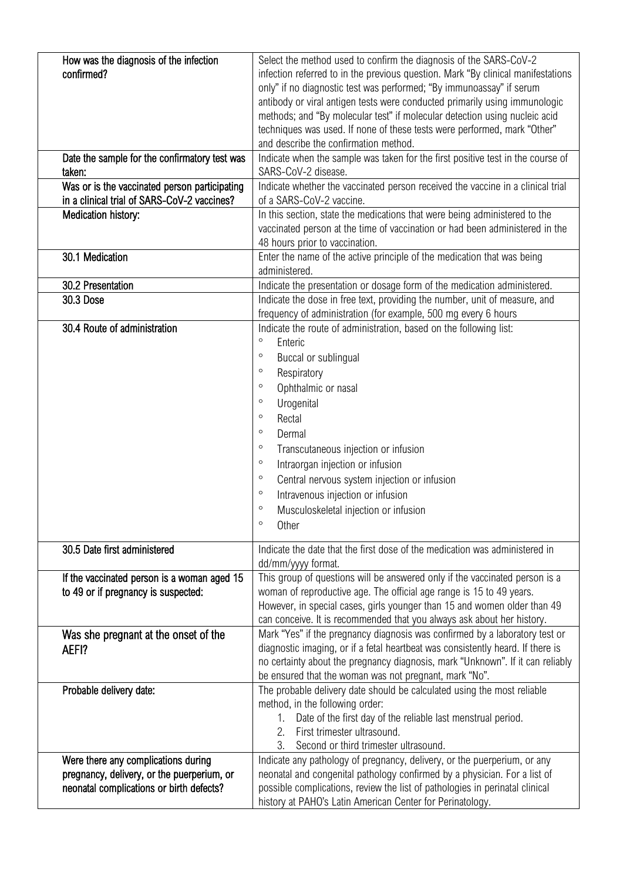| | |
|---|---|
| How was the diagnosis of the infection confirmed? | Select the method used to confirm the diagnosis of the SARS-CoV-2 infection referred to in the previous question. Mark "By clinical manifestations only" if no diagnostic test was performed; "By immunoassay" if serum antibody or viral antigen tests were conducted primarily using immunologic methods; and "By molecular test" if molecular detection using nucleic acid techniques was used. If none of these tests were performed, mark "Other" and describe the confirmation method. |
| Date the sample for the confirmatory test was taken: | Indicate when the sample was taken for the first positive test in the course of SARS-CoV-2 disease. |
| Was or is the vaccinated person participating in a clinical trial of SARS-CoV-2 vaccines? | Indicate whether the vaccinated person received the vaccine in a clinical trial of a SARS-CoV-2 vaccine. |
| Medication history: | In this section, state the medications that were being administered to the vaccinated person at the time of vaccination or had been administered in the 48 hours prior to vaccination. |
| 30.1 Medication | Enter the name of the active principle of the medication that was being administered. |
| 30.2 Presentation | Indicate the presentation or dosage form of the medication administered. |
| 30.3 Dose | Indicate the dose in free text, providing the number, unit of measure, and frequency of administration (for example, 500 mg every 6 hours |
| 30.4 Route of administration | Indicate the route of administration, based on the following list:<br>◦ Enteric<br>◦ Buccal or sublingual<br>◦ Respiratory<br>◦ Ophthalmic or nasal<br>◦ Urogenital<br>◦ Rectal<br>◦ Dermal<br>◦ Transcutaneous injection or infusion<br>◦ Intraorgan injection or infusion<br>◦ Central nervous system injection or infusion<br>◦ Intravenous injection or infusion<br>◦ Musculoskeletal injection or infusion<br>◦ Other |
| 30.5 Date first administered | Indicate the date that the first dose of the medication was administered in dd/mm/yyyy format. |
| If the vaccinated person is a woman aged 15 to 49 or if pregnancy is suspected: | This group of questions will be answered only if the vaccinated person is a woman of reproductive age. The official age range is 15 to 49 years. However, in special cases, girls younger than 15 and women older than 49 can conceive. It is recommended that you always ask about her history. |
| Was she pregnant at the onset of the AEFI? | Mark "Yes" if the pregnancy diagnosis was confirmed by a laboratory test or diagnostic imaging, or if a fetal heartbeat was consistently heard. If there is no certainty about the pregnancy diagnosis, mark "Unknown". If it can reliably be ensured that the woman was not pregnant, mark "No". |
| Probable delivery date: | The probable delivery date should be calculated using the most reliable method, in the following order:<br>1. Date of the first day of the reliable last menstrual period.<br>2. First trimester ultrasound.<br>3. Second or third trimester ultrasound. |
| Were there any complications during pregnancy, delivery, or the puerperium, or neonatal complications or birth defects? | Indicate any pathology of pregnancy, delivery, or the puerperium, or any neonatal and congenital pathology confirmed by a physician. For a list of possible complications, review the list of pathologies in perinatal clinical history at PAHO's Latin American Center for Perinatology. |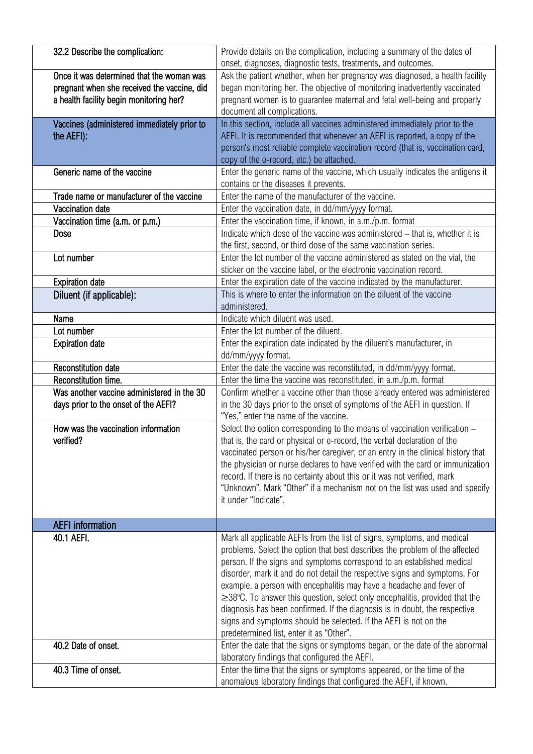| | |
|---|---|
| 32.2 Describe the complication: | Provide details on the complication, including a summary of the dates of onset, diagnoses, diagnostic tests, treatments, and outcomes. |
| Once it was determined that the woman was pregnant when she received the vaccine, did a health facility begin monitoring her? | Ask the patient whether, when her pregnancy was diagnosed, a health facility began monitoring her. The objective of monitoring inadvertently vaccinated pregnant women is to guarantee maternal and fetal well-being and properly document all complications. |
| **Vaccines (administered immediately prior to the AEFI):** | In this section, include all vaccines administered immediately prior to the AEFI. It is recommended that whenever an AEFI is reported, a copy of the person's most reliable complete vaccination record (that is, vaccination card, copy of the e-record, etc.) be attached. |
| Generic name of the vaccine | Enter the generic name of the vaccine, which usually indicates the antigens it contains or the diseases it prevents. |
| Trade name or manufacturer of the vaccine | Enter the name of the manufacturer of the vaccine. |
| Vaccination date | Enter the vaccination date, in dd/mm/yyyy format. |
| Vaccination time (a.m. or p.m.) | Enter the vaccination time, if known, in a.m./p.m. format |
| Dose | Indicate which dose of the vaccine was administered – that is, whether it is the first, second, or third dose of the same vaccination series. |
| Lot number | Enter the lot number of the vaccine administered as stated on the vial, the sticker on the vaccine label, or the electronic vaccination record. |
| Expiration date | Enter the expiration date of the vaccine indicated by the manufacturer. |
| **Diluent (if applicable):** | This is where to enter the information on the diluent of the vaccine administered. |
| Name | Indicate which diluent was used. |
| Lot number | Enter the lot number of the diluent. |
| Expiration date | Enter the expiration date indicated by the diluent's manufacturer, in dd/mm/yyyy format. |
| Reconstitution date | Enter the date the vaccine was reconstituted, in dd/mm/yyyy format. |
| Reconstitution time. | Enter the time the vaccine was reconstituted, in a.m./p.m. format |
| Was another vaccine administered in the 30 days prior to the onset of the AEFI? | Confirm whether a vaccine other than those already entered was administered in the 30 days prior to the onset of symptoms of the AEFI in question. If "Yes," enter the name of the vaccine. |
| How was the vaccination information verified? | Select the option corresponding to the means of vaccination verification – that is, the card or physical or e-record, the verbal declaration of the vaccinated person or his/her caregiver, or an entry in the clinical history that the physician or nurse declares to have verified with the card or immunization record. If there is no certainty about this or it was not verified, mark "Unknown". Mark "Other" if a mechanism not on the list was used and specify it under "Indicate". |
| **AEFI information** | |
| 40.1 AEFI. | Mark all applicable AEFIs from the list of signs, symptoms, and medical problems. Select the option that best describes the problem of the affected person. If the signs and symptoms correspond to an established medical disorder, mark it and do not detail the respective signs and symptoms. For example, a person with encephalitis may have a headache and fever of $\geq 38^{\circ}$C. To answer this question, select only encephalitis, provided that the diagnosis has been confirmed. If the diagnosis is in doubt, the respective signs and symptoms should be selected. If the AEFI is not on the predetermined list, enter it as "Other". |
| 40.2 Date of onset. | Enter the date that the signs or symptoms began, or the date of the abnormal laboratory findings that configured the AEFI. |
| 40.3 Time of onset. | Enter the time that the signs or symptoms appeared, or the time of the anomalous laboratory findings that configured the AEFI, if known. |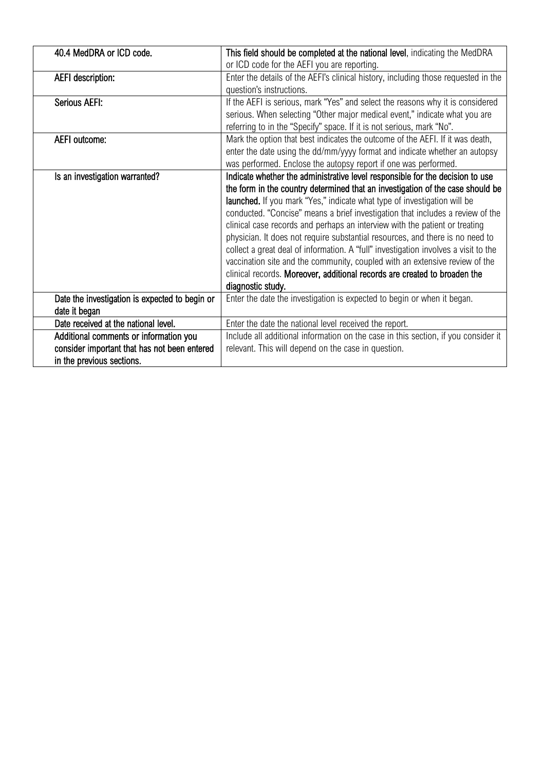| | |
|---|---|
| **40.4 MedDRA or ICD code.** | **This field should be completed at the national level**, indicating the MedDRA or ICD code for the AEFI you are reporting. |
| **AEFI description:** | Enter the details of the AEFI's clinical history, including those requested in the question's instructions. |
| **Serious AEFI:** | If the AEFI is serious, mark "Yes" and select the reasons why it is considered serious. When selecting "Other major medical event," indicate what you are referring to in the "Specify" space. If it is not serious, mark "No". |
| **AEFI outcome:** | Mark the option that best indicates the outcome of the AEFI. If it was death, enter the date using the dd/mm/yyyy format and indicate whether an autopsy was performed. Enclose the autopsy report if one was performed. |
| **Is an investigation warranted?** | **Indicate whether the administrative level responsible for the decision to use the form in the country determined that an investigation of the case should be launched.** If you mark "Yes," indicate what type of investigation will be conducted. "Concise" means a brief investigation that includes a review of the clinical case records and perhaps an interview with the patient or treating physician. It does not require substantial resources, and there is no need to collect a great deal of information. A "full" investigation involves a visit to the vaccination site and the community, coupled with an extensive review of the clinical records. **Moreover, additional records are created to broaden the diagnostic study.** |
| **Date the investigation is expected to begin or date it began** | Enter the date the investigation is expected to begin or when it began. |
| **Date received at the national level.** | Enter the date the national level received the report. |
| **Additional comments or information you consider important that has not been entered in the previous sections.** | Include all additional information on the case in this section, if you consider it relevant. This will depend on the case in question. |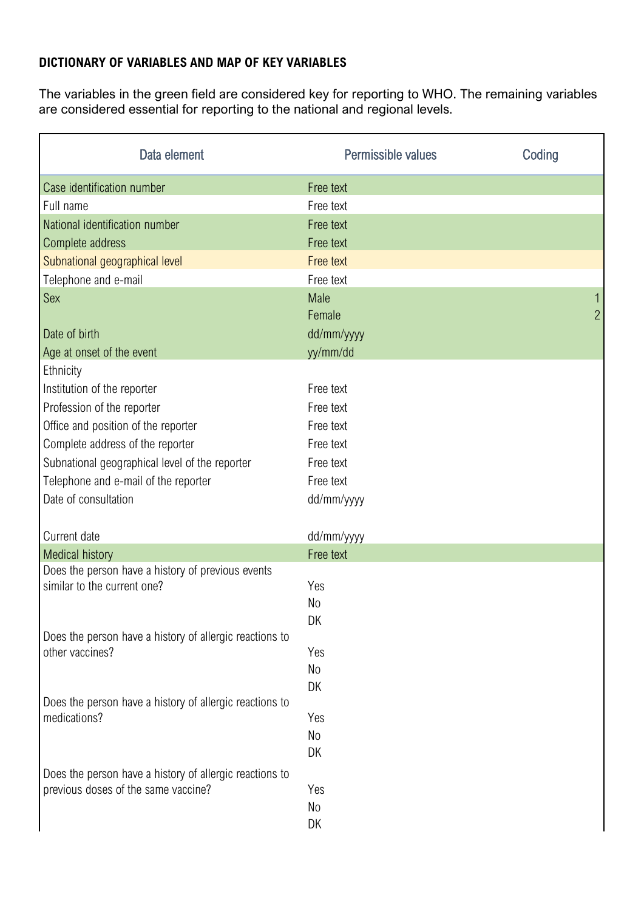**DICTIONARY OF VARIABLES AND MAP OF KEY VARIABLES**

The variables in the green field are considered key for reporting to WHO. The remaining variables are considered essential for reporting to the national and regional levels.

| Data element | Permissible values | Coding |
|---|---|---|
| Case identification number | Free text | |
| Full name | Free text | |
| National identification number | Free text | |
| Complete address | Free text | |
| Subnational geographical level | Free text | |
| Telephone and e-mail | Free text | |
| Sex | Male | 1 |
| | Female | 2 |
| Date of birth | dd/mm/yyyy | |
| Age at onset of the event | yy/mm/dd | |
| Ethnicity | | |
| Institution of the reporter | Free text | |
| Profession of the reporter | Free text | |
| Office and position of the reporter | Free text | |
| Complete address of the reporter | Free text | |
| Subnational geographical level of the reporter | Free text | |
| Telephone and e-mail of the reporter | Free text | |
| Date of consultation | dd/mm/yyyy | |
| Current date | dd/mm/yyyy | |
| Medical history | Free text | |
| Does the person have a history of previous events similar to the current one? | Yes | |
| | No | |
| | DK | |
| Does the person have a history of allergic reactions to other vaccines? | Yes | |
| | No | |
| | DK | |
| Does the person have a history of allergic reactions to medications? | Yes | |
| | No | |
| | DK | |
| Does the person have a history of allergic reactions to previous doses of the same vaccine? | Yes | |
| | No | |
| | DK | |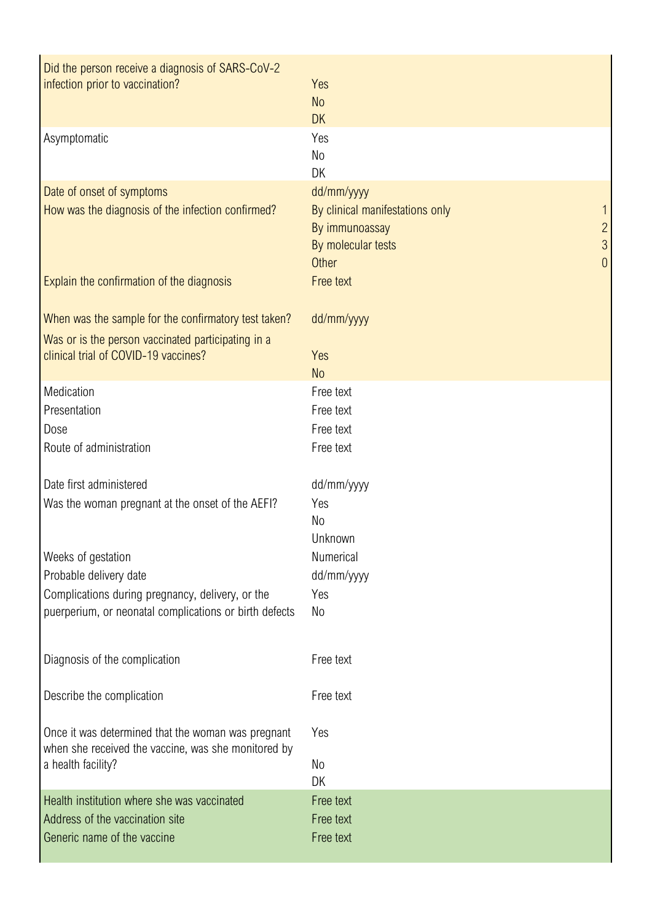| Field | Options | Code |
|---|---|---|
| Did the person receive a diagnosis of SARS-CoV-2 infection prior to vaccination? | Yes | |
| | No | |
| | DK | |
| Asymptomatic | Yes | |
| | No | |
| | DK | |
| Date of onset of symptoms | dd/mm/yyyy | |
| How was the diagnosis of the infection confirmed? | By clinical manifestations only | 1 |
| | By immunoassay | 2 |
| | By molecular tests | 3 |
| | Other | 0 |
| Explain the confirmation of the diagnosis | Free text | |
| When was the sample for the confirmatory test taken? | dd/mm/yyyy | |
| Was or is the person vaccinated participating in a clinical trial of COVID-19 vaccines? | Yes | |
| | No | |
| Medication | Free text | |
| Presentation | Free text | |
| Dose | Free text | |
| Route of administration | Free text | |
| Date first administered | dd/mm/yyyy | |
| Was the woman pregnant at the onset of the AEFI? | Yes | |
| | No | |
| | Unknown | |
| Weeks of gestation | Numerical | |
| Probable delivery date | dd/mm/yyyy | |
| Complications during pregnancy, delivery, or the puerperium, or neonatal complications or birth defects | Yes | |
| | No | |
| Diagnosis of the complication | Free text | |
| Describe the complication | Free text | |
| Once it was determined that the woman was pregnant when she received the vaccine, was she monitored by a health facility? | Yes | |
| | No | |
| | DK | |
| Health institution where she was vaccinated | Free text | |
| Address of the vaccination site | Free text | |
| Generic name of the vaccine | Free text | |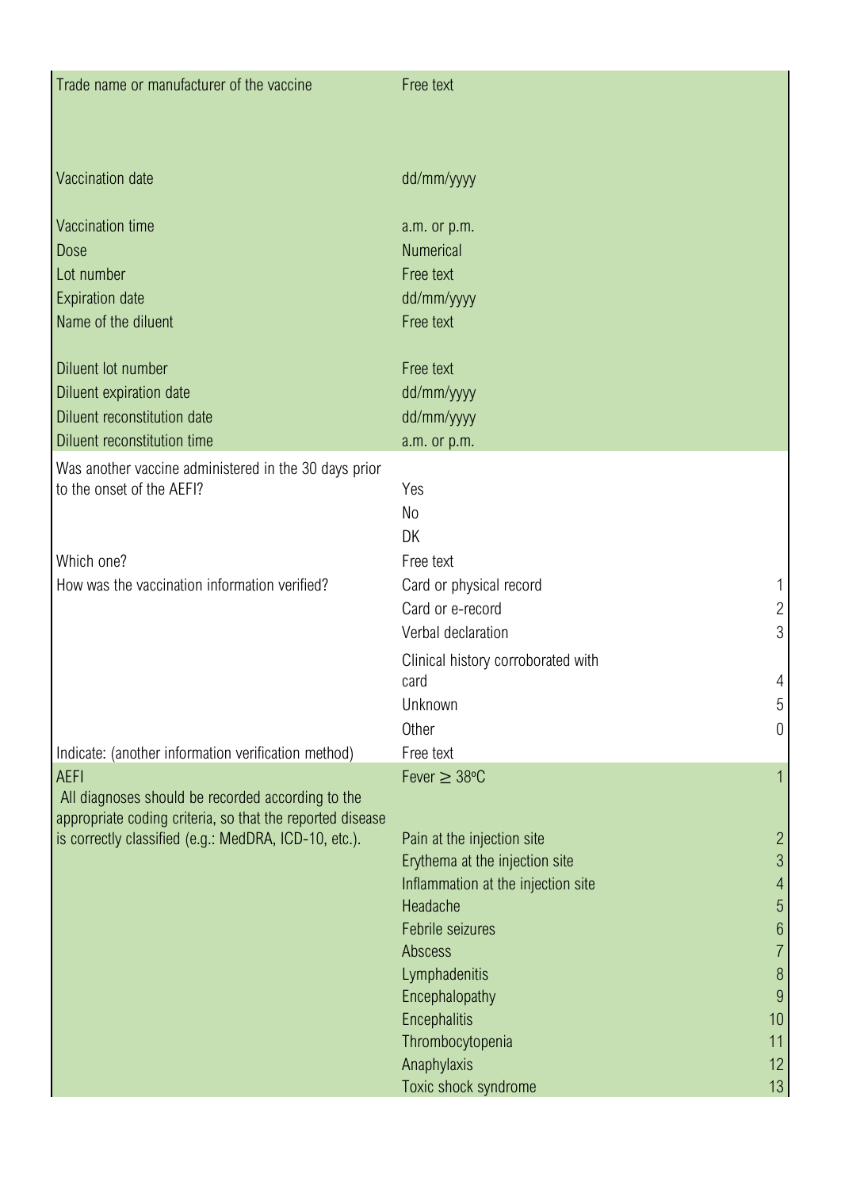| Field | Response | Code |
|---|---|---|
| Trade name or manufacturer of the vaccine | Free text | |
| Vaccination date | dd/mm/yyyy | |
| Vaccination time | a.m. or p.m. | |
| Dose | Numerical | |
| Lot number | Free text | |
| Expiration date | dd/mm/yyyy | |
| Name of the diluent | Free text | |
| Diluent lot number | Free text | |
| Diluent expiration date | dd/mm/yyyy | |
| Diluent reconstitution date | dd/mm/yyyy | |
| Diluent reconstitution time | a.m. or p.m. | |
| Was another vaccine administered in the 30 days prior to the onset of the AEFI? | Yes | |
| | No | |
| | DK | |
| Which one? | Free text | |
| How was the vaccination information verified? | Card or physical record | 1 |
| | Card or e-record | 2 |
| | Verbal declaration | 3 |
| | Clinical history corroborated with card | 4 |
| | Unknown | 5 |
| | Other | 0 |
| Indicate: (another information verification method) | Free text | |
| AEFI<br>All diagnoses should be recorded according to the appropriate coding criteria, so that the reported disease is correctly classified (e.g.: MedDRA, ICD-10, etc.). | Fever ≥ 38°C | 1 |
| | Pain at the injection site | 2 |
| | Erythema at the injection site | 3 |
| | Inflammation at the injection site | 4 |
| | Headache | 5 |
| | Febrile seizures | 6 |
| | Abscess | 7 |
| | Lymphadenitis | 8 |
| | Encephalopathy | 9 |
| | Encephalitis | 10 |
| | Thrombocytopenia | 11 |
| | Anaphylaxis | 12 |
| | Toxic shock syndrome | 13 |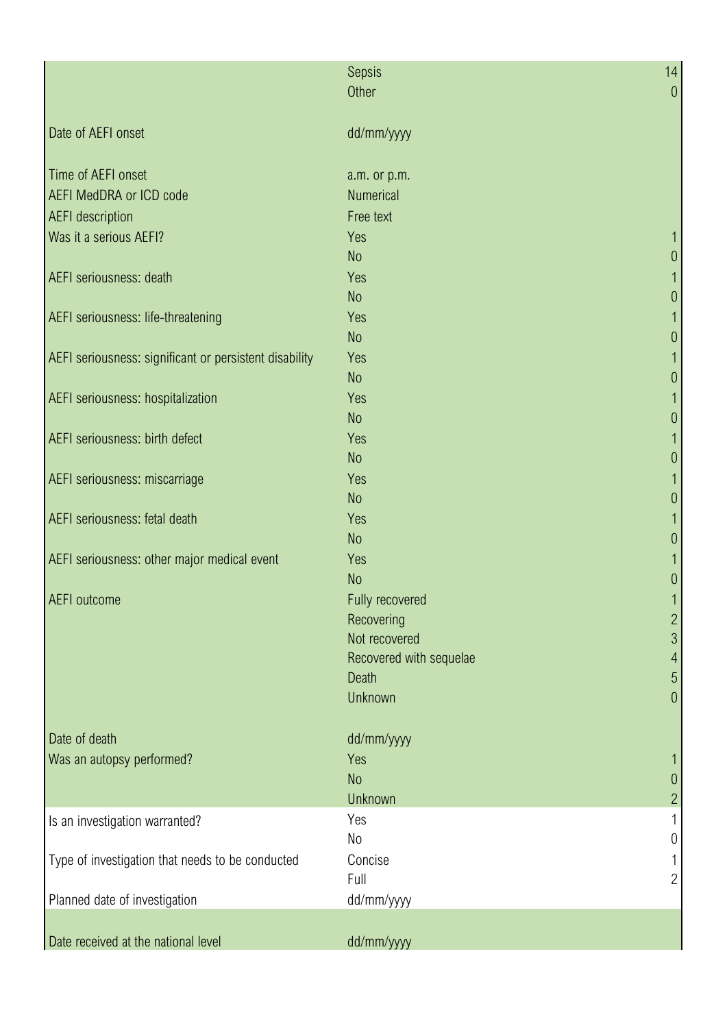| | | |
|---|---|---|
| | Sepsis | 14 |
| | Other | 0 |
| Date of AEFI onset | dd/mm/yyyy | |
| Time of AEFI onset | a.m. or p.m. | |
| AEFI MedDRA or ICD code | Numerical | |
| AEFI description | Free text | |
| Was it a serious AEFI? | Yes | 1 |
| | No | 0 |
| AEFI seriousness: death | Yes | 1 |
| | No | 0 |
| AEFI seriousness: life-threatening | Yes | 1 |
| | No | 0 |
| AEFI seriousness: significant or persistent disability | Yes | 1 |
| | No | 0 |
| AEFI seriousness: hospitalization | Yes | 1 |
| | No | 0 |
| AEFI seriousness: birth defect | Yes | 1 |
| | No | 0 |
| AEFI seriousness: miscarriage | Yes | 1 |
| | No | 0 |
| AEFI seriousness: fetal death | Yes | 1 |
| | No | 0 |
| AEFI seriousness: other major medical event | Yes | 1 |
| | No | 0 |
| AEFI outcome | Fully recovered | 1 |
| | Recovering | 2 |
| | Not recovered | 3 |
| | Recovered with sequelae | 4 |
| | Death | 5 |
| | Unknown | 0 |
| Date of death | dd/mm/yyyy | |
| Was an autopsy performed? | Yes | 1 |
| | No | 0 |
| | Unknown | 2 |
| Is an investigation warranted? | Yes | 1 |
| | No | 0 |
| Type of investigation that needs to be conducted | Concise | 1 |
| | Full | 2 |
| Planned date of investigation | dd/mm/yyyy | |
| Date received at the national level | dd/mm/yyyy | |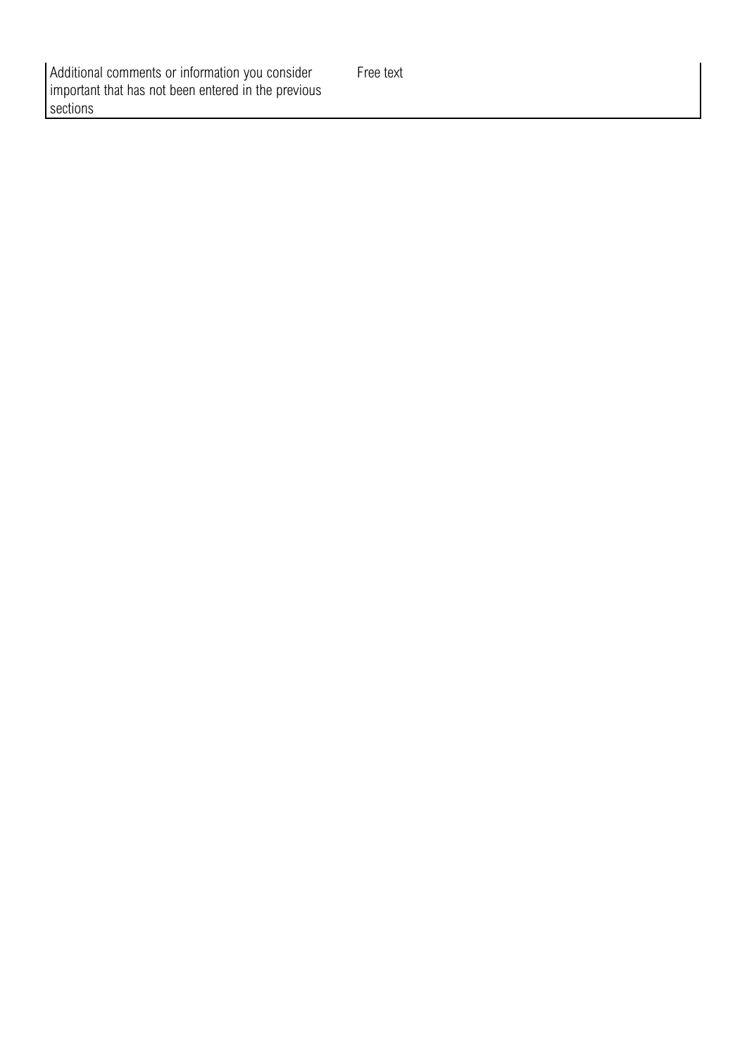| | |
|---|---|
| Additional comments or information you consider important that has not been entered in the previous sections | Free text |